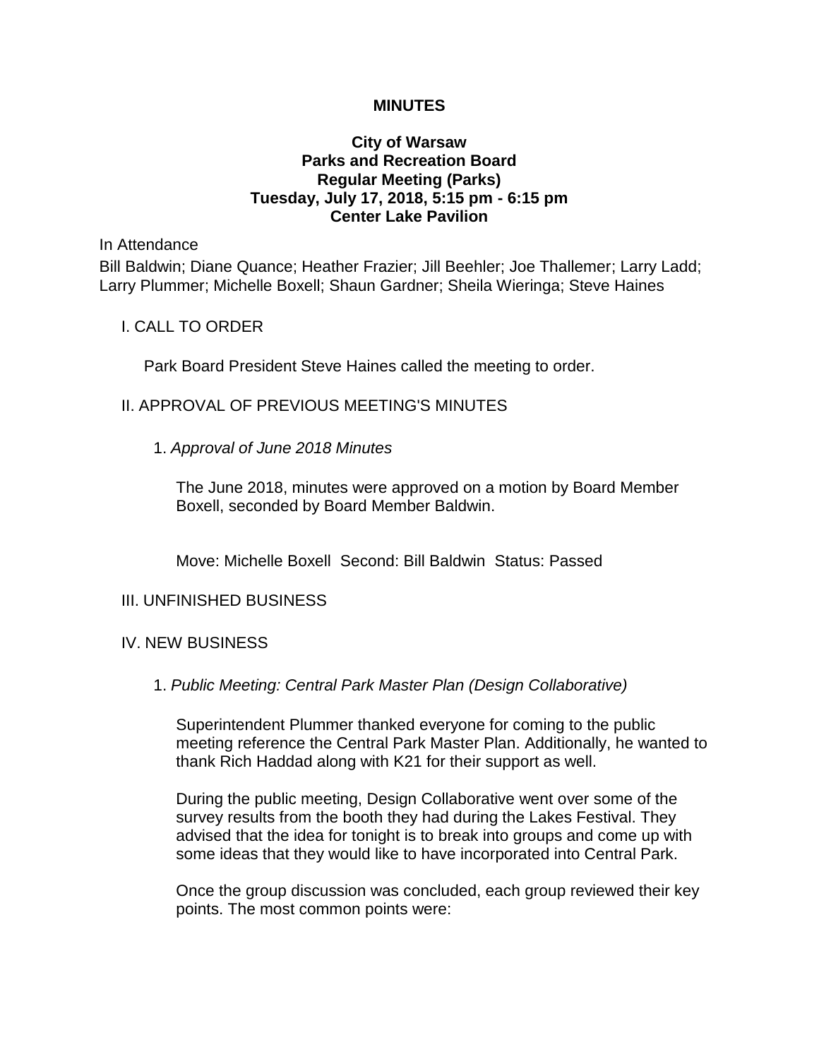# MINUTES

## City of Warsaw
## Parks and Recreation Board
## Regular Meeting (Parks)
## Tuesday, July 17, 2018, 5:15 pm - 6:15 pm
## Center Lake Pavilion

In Attendance

Bill Baldwin; Diane Quance; Heather Frazier; Jill Beehler; Joe Thallemer; Larry Ladd; Larry Plummer; Michelle Boxell; Shaun Gardner; Sheila Wieringa; Steve Haines

### I. CALL TO ORDER

Park Board President Steve Haines called the meeting to order.

### II. APPROVAL OF PREVIOUS MEETING'S MINUTES

1. *Approval of June 2018 Minutes*

The June 2018, minutes were approved on a motion by Board Member Boxell, seconded by Board Member Baldwin.

Move: Michelle Boxell Second: Bill Baldwin Status: Passed

### III. UNFINISHED BUSINESS

### IV. NEW BUSINESS

1. *Public Meeting: Central Park Master Plan (Design Collaborative)*

Superintendent Plummer thanked everyone for coming to the public meeting reference the Central Park Master Plan. Additionally, he wanted to thank Rich Haddad along with K21 for their support as well.

During the public meeting, Design Collaborative went over some of the survey results from the booth they had during the Lakes Festival. They advised that the idea for tonight is to break into groups and come up with some ideas that they would like to have incorporated into Central Park.

Once the group discussion was concluded, each group reviewed their key points. The most common points were: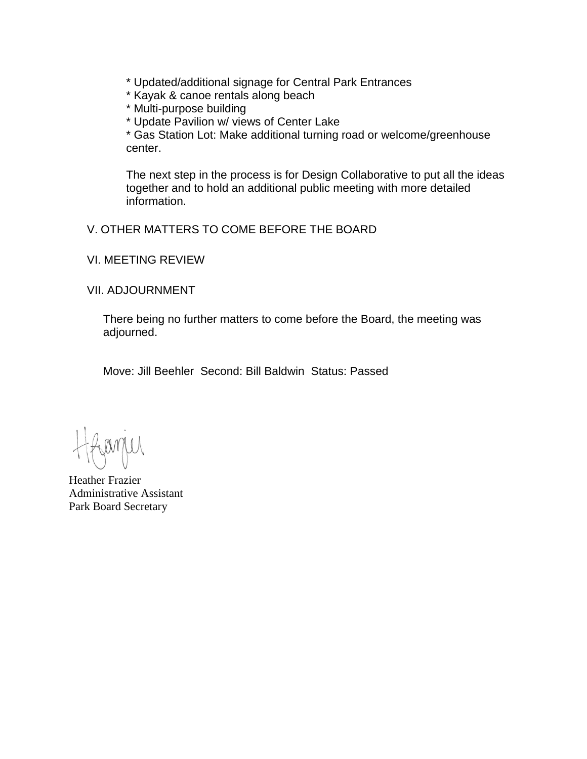* Updated/additional signage for Central Park Entrances
* Kayak & canoe rentals along beach
* Multi-purpose building
* Update Pavilion w/ views of Center Lake
* Gas Station Lot: Make additional turning road or welcome/greenhouse center.

The next step in the process is for Design Collaborative to put all the ideas together and to hold an additional public meeting with more detailed information.

## V. OTHER MATTERS TO COME BEFORE THE BOARD

## VI. MEETING REVIEW

## VII. ADJOURNMENT

There being no further matters to come before the Board, the meeting was adjourned.

Move: Jill Beehler Second: Bill Baldwin Status: Passed

Heather Frazier
Administrative Assistant
Park Board Secretary